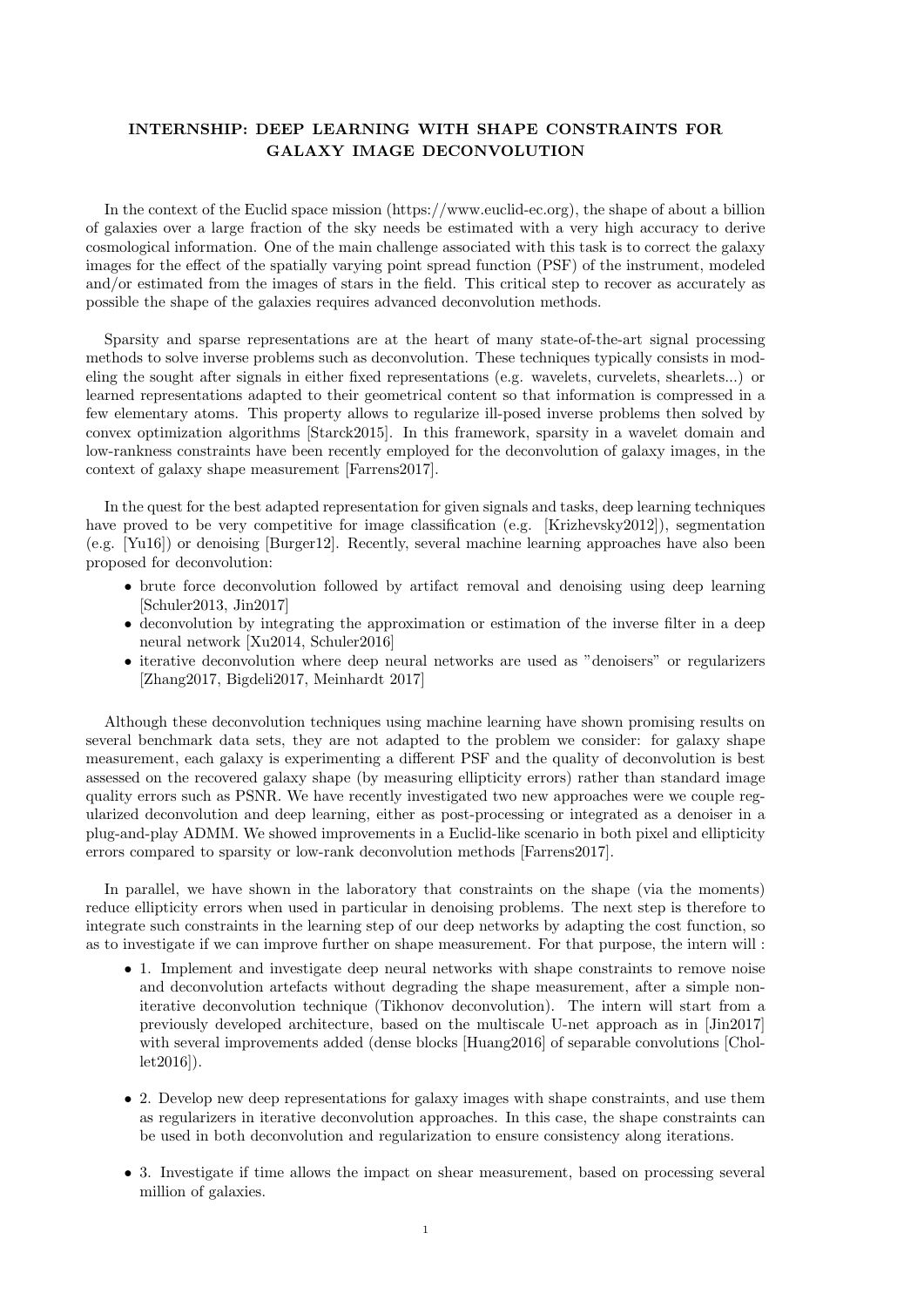# INTERNSHIP: DEEP LEARNING WITH SHAPE CONSTRAINTS FOR GALAXY IMAGE DECONVOLUTION

In the context of the Euclid space mission (https://www.euclid-ec.org), the shape of about a billion of galaxies over a large fraction of the sky needs be estimated with a very high accuracy to derive cosmological information. One of the main challenge associated with this task is to correct the galaxy images for the effect of the spatially varying point spread function (PSF) of the instrument, modeled and/or estimated from the images of stars in the field. This critical step to recover as accurately as possible the shape of the galaxies requires advanced deconvolution methods.

Sparsity and sparse representations are at the heart of many state-of-the-art signal processing methods to solve inverse problems such as deconvolution. These techniques typically consists in modeling the sought after signals in either fixed representations (e.g. wavelets, curvelets, shearlets...) or learned representations adapted to their geometrical content so that information is compressed in a few elementary atoms. This property allows to regularize ill-posed inverse problems then solved by convex optimization algorithms [Starck2015]. In this framework, sparsity in a wavelet domain and low-rankness constraints have been recently employed for the deconvolution of galaxy images, in the context of galaxy shape measurement [Farrens2017].

In the quest for the best adapted representation for given signals and tasks, deep learning techniques have proved to be very competitive for image classification (e.g. [Krizhevsky2012]), segmentation (e.g. [Yu16]) or denoising [Burger12]. Recently, several machine learning approaches have also been proposed for deconvolution:

- brute force deconvolution followed by artifact removal and denoising using deep learning [Schuler2013, Jin2017]
- deconvolution by integrating the approximation or estimation of the inverse filter in a deep neural network [Xu2014, Schuler2016]
- iterative deconvolution where deep neural networks are used as "denoisers" or regularizers [Zhang2017, Bigdeli2017, Meinhardt 2017]

Although these deconvolution techniques using machine learning have shown promising results on several benchmark data sets, they are not adapted to the problem we consider: for galaxy shape measurement, each galaxy is experimenting a different PSF and the quality of deconvolution is best assessed on the recovered galaxy shape (by measuring ellipticity errors) rather than standard image quality errors such as PSNR. We have recently investigated two new approaches were we couple regularized deconvolution and deep learning, either as post-processing or integrated as a denoiser in a plug-and-play ADMM. We showed improvements in a Euclid-like scenario in both pixel and ellipticity errors compared to sparsity or low-rank deconvolution methods [Farrens2017].

In parallel, we have shown in the laboratory that constraints on the shape (via the moments) reduce ellipticity errors when used in particular in denoising problems. The next step is therefore to integrate such constraints in the learning step of our deep networks by adapting the cost function, so as to investigate if we can improve further on shape measurement. For that purpose, the intern will :

- 1. Implement and investigate deep neural networks with shape constraints to remove noise and deconvolution artefacts without degrading the shape measurement, after a simple non-iterative deconvolution technique (Tikhonov deconvolution). The intern will start from a previously developed architecture, based on the multiscale U-net approach as in [Jin2017] with several improvements added (dense blocks [Huang2016] of separable convolutions [Chollet2016]).
- 2. Develop new deep representations for galaxy images with shape constraints, and use them as regularizers in iterative deconvolution approaches. In this case, the shape constraints can be used in both deconvolution and regularization to ensure consistency along iterations.
- 3. Investigate if time allows the impact on shear measurement, based on processing several million of galaxies.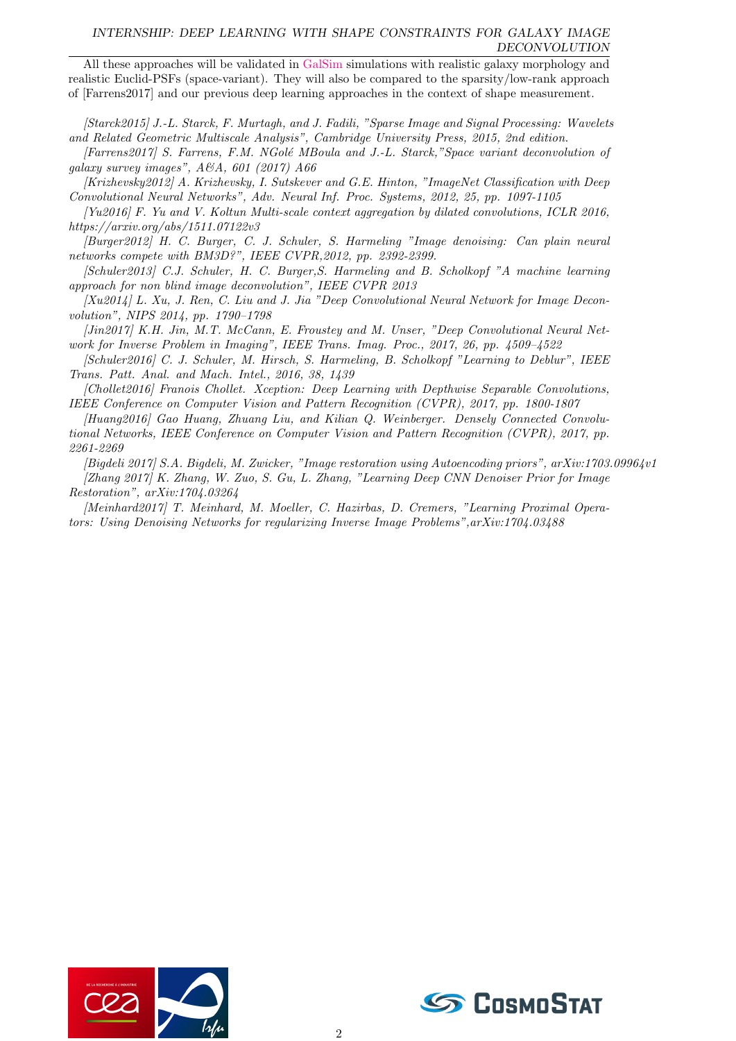All these approaches will be validated in GalSim simulations with realistic galaxy morphology and realistic Euclid-PSFs (space-variant). They will also be compared to the sparsity/low-rank approach of [Farrens2017] and our previous deep learning approaches in the context of shape measurement.

*[Starck2015] J.-L. Starck, F. Murtagh, and J. Fadili, "Sparse Image and Signal Processing: Wavelets and Related Geometric Multiscale Analysis", Cambridge University Press, 2015, 2nd edition.*

*[Farrens2017] S. Farrens, F.M. NGolé MBoula and J.-L. Starck,"Space variant deconvolution of galaxy survey images", A&A, 601 (2017) A66*

*[Krizhevsky2012] A. Krizhevsky, I. Sutskever and G.E. Hinton, "ImageNet Classification with Deep Convolutional Neural Networks", Adv. Neural Inf. Proc. Systems, 2012, 25, pp. 1097-1105*

*[Yu2016] F. Yu and V. Koltun Multi-scale context aggregation by dilated convolutions, ICLR 2016, https://arxiv.org/abs/1511.07122v3*

*[Burger2012] H. C. Burger, C. J. Schuler, S. Harmeling "Image denoising: Can plain neural networks compete with BM3D?", IEEE CVPR,2012, pp. 2392-2399.*

*[Schuler2013] C.J. Schuler, H. C. Burger,S. Harmeling and B. Scholkopf "A machine learning approach for non blind image deconvolution", IEEE CVPR 2013*

*[Xu2014] L. Xu, J. Ren, C. Liu and J. Jia "Deep Convolutional Neural Network for Image Deconvolution", NIPS 2014, pp. 1790–1798*

*[Jin2017] K.H. Jin, M.T. McCann, E. Froustey and M. Unser, "Deep Convolutional Neural Network for Inverse Problem in Imaging", IEEE Trans. Imag. Proc., 2017, 26, pp. 4509–4522*

*[Schuler2016] C. J. Schuler, M. Hirsch, S. Harmeling, B. Scholkopf "Learning to Deblur", IEEE Trans. Patt. Anal. and Mach. Intel., 2016, 38, 1439*

*[Chollet2016] Franois Chollet. Xception: Deep Learning with Depthwise Separable Convolutions, IEEE Conference on Computer Vision and Pattern Recognition (CVPR), 2017, pp. 1800-1807*

*[Huang2016] Gao Huang, Zhuang Liu, and Kilian Q. Weinberger. Densely Connected Convolutional Networks, IEEE Conference on Computer Vision and Pattern Recognition (CVPR), 2017, pp. 2261-2269*

*[Bigdeli 2017] S.A. Bigdeli, M. Zwicker, "Image restoration using Autoencoding priors", arXiv:1703.09964v1*

*[Zhang 2017] K. Zhang, W. Zuo, S. Gu, L. Zhang, "Learning Deep CNN Denoiser Prior for Image Restoration", arXiv:1704.03264*

*[Meinhard2017] T. Meinhard, M. Moeller, C. Hazirbas, D. Cremers, "Learning Proximal Operators: Using Denoising Networks for regularizing Inverse Image Problems",arXiv:1704.03488*